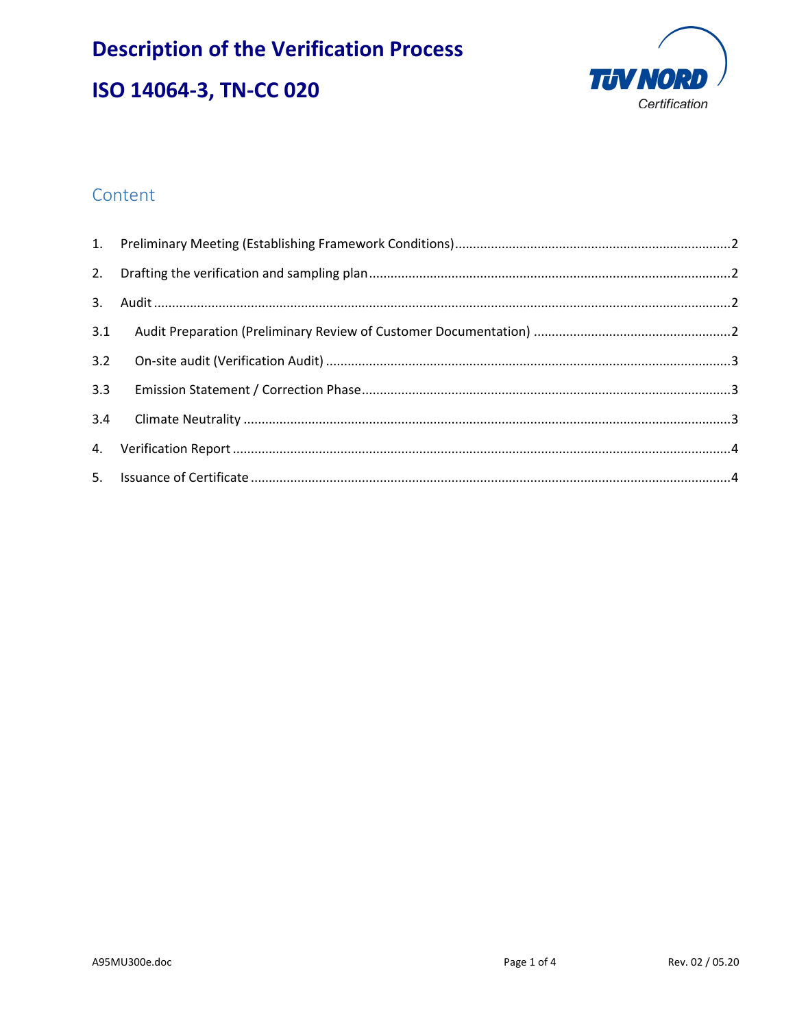# Description of the Verification Process

# ISO 14064-3, TN-CC 020

## Content

1. Preliminary Meeting (Establishing Framework Conditions)....2
2. Drafting the verification and sampling plan....2
3. Audit....2
   - 3.1 Audit Preparation (Preliminary Review of Customer Documentation)....2
   - 3.2 On-site audit (Verification Audit)....3
   - 3.3 Emission Statement / Correction Phase....3
   - 3.4 Climate Neutrality....3
4. Verification Report....4
5. Issuance of Certificate....4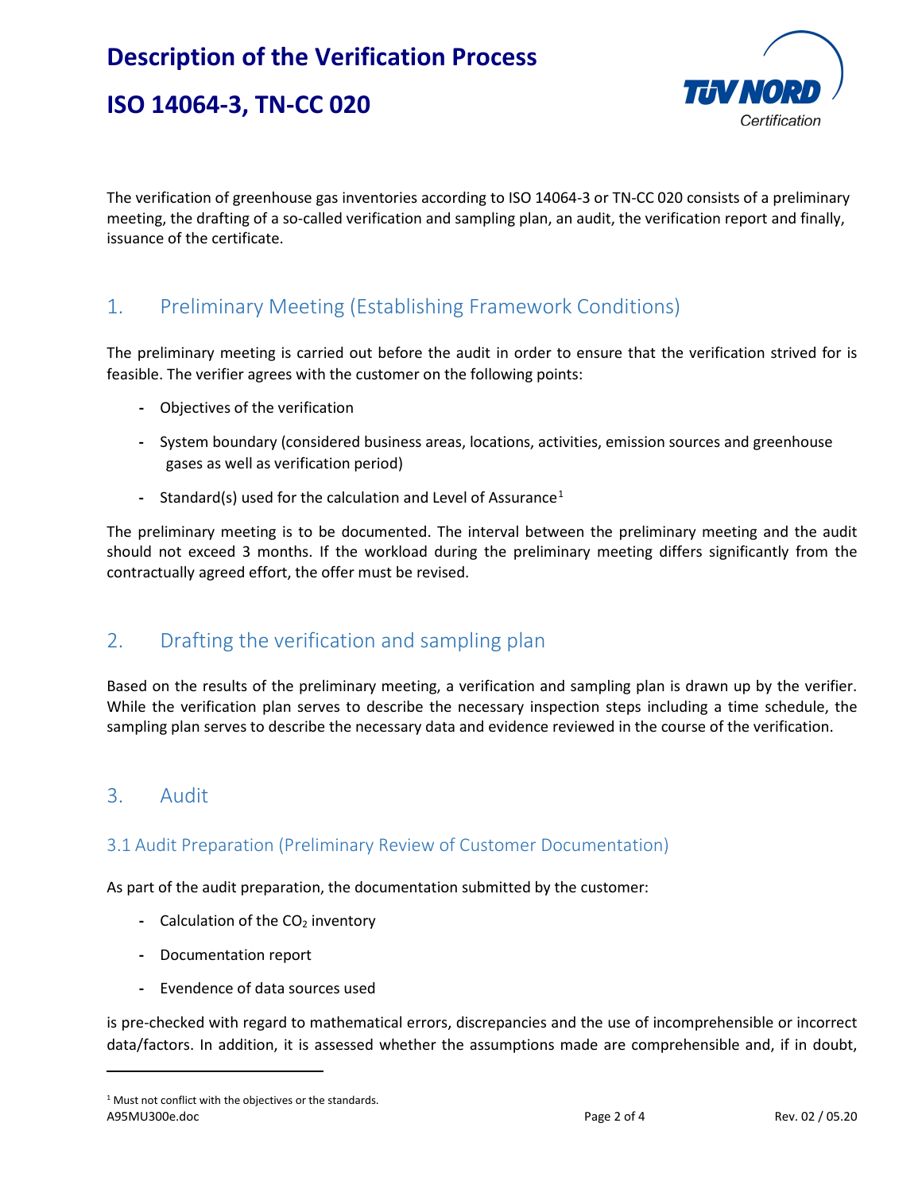# Description of the Verification Process

# ISO 14064-3, TN-CC 020

The verification of greenhouse gas inventories according to ISO 14064-3 or TN-CC 020 consists of a preliminary meeting, the drafting of a so-called verification and sampling plan, an audit, the verification report and finally, issuance of the certificate.

## 1. Preliminary Meeting (Establishing Framework Conditions)

The preliminary meeting is carried out before the audit in order to ensure that the verification strived for is feasible. The verifier agrees with the customer on the following points:

- Objectives of the verification
- System boundary (considered business areas, locations, activities, emission sources and greenhouse gases as well as verification period)
- Standard(s) used for the calculation and Level of Assurance[1]

The preliminary meeting is to be documented. The interval between the preliminary meeting and the audit should not exceed 3 months. If the workload during the preliminary meeting differs significantly from the contractually agreed effort, the offer must be revised.

## 2. Drafting the verification and sampling plan

Based on the results of the preliminary meeting, a verification and sampling plan is drawn up by the verifier. While the verification plan serves to describe the necessary inspection steps including a time schedule, the sampling plan serves to describe the necessary data and evidence reviewed in the course of the verification.

## 3. Audit

### 3.1 Audit Preparation (Preliminary Review of Customer Documentation)

As part of the audit preparation, the documentation submitted by the customer:

- Calculation of the $CO_2$ inventory
- Documentation report
- Evendence of data sources used

is pre-checked with regard to mathematical errors, discrepancies and the use of incomprehensible or incorrect data/factors. In addition, it is assessed whether the assumptions made are comprehensible and, if in doubt,

[1] Must not conflict with the objectives or the standards.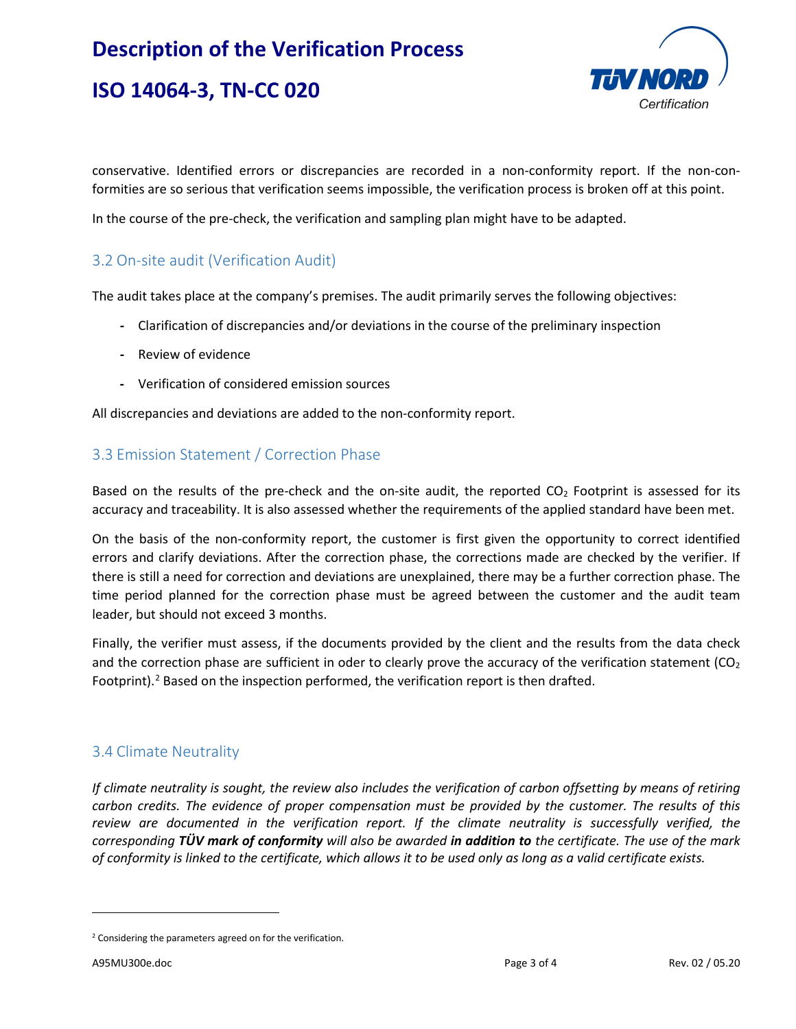conservative. Identified errors or discrepancies are recorded in a non-conformity report. If the non-conformities are so serious that verification seems impossible, the verification process is broken off at this point.

In the course of the pre-check, the verification and sampling plan might have to be adapted.

### 3.2 On-site audit (Verification Audit)

The audit takes place at the company's premises. The audit primarily serves the following objectives:

- Clarification of discrepancies and/or deviations in the course of the preliminary inspection
- Review of evidence
- Verification of considered emission sources

All discrepancies and deviations are added to the non-conformity report.

### 3.3 Emission Statement / Correction Phase

Based on the results of the pre-check and the on-site audit, the reported $CO_2$ Footprint is assessed for its accuracy and traceability. It is also assessed whether the requirements of the applied standard have been met.

On the basis of the non-conformity report, the customer is first given the opportunity to correct identified errors and clarify deviations. After the correction phase, the corrections made are checked by the verifier. If there is still a need for correction and deviations are unexplained, there may be a further correction phase. The time period planned for the correction phase must be agreed between the customer and the audit team leader, but should not exceed 3 months.

Finally, the verifier must assess, if the documents provided by the client and the results from the data check and the correction phase are sufficient in oder to clearly prove the accuracy of the verification statement ($CO_2$ Footprint).[2] Based on the inspection performed, the verification report is then drafted.

### 3.4 Climate Neutrality

*If climate neutrality is sought, the review also includes the verification of carbon offsetting by means of retiring carbon credits. The evidence of proper compensation must be provided by the customer. The results of this review are documented in the verification report. If the climate neutrality is successfully verified, the corresponding **TÜV mark of conformity** will also be awarded **in addition to** the certificate. The use of the mark of conformity is linked to the certificate, which allows it to be used only as long as a valid certificate exists.*

---

[2] Considering the parameters agreed on for the verification.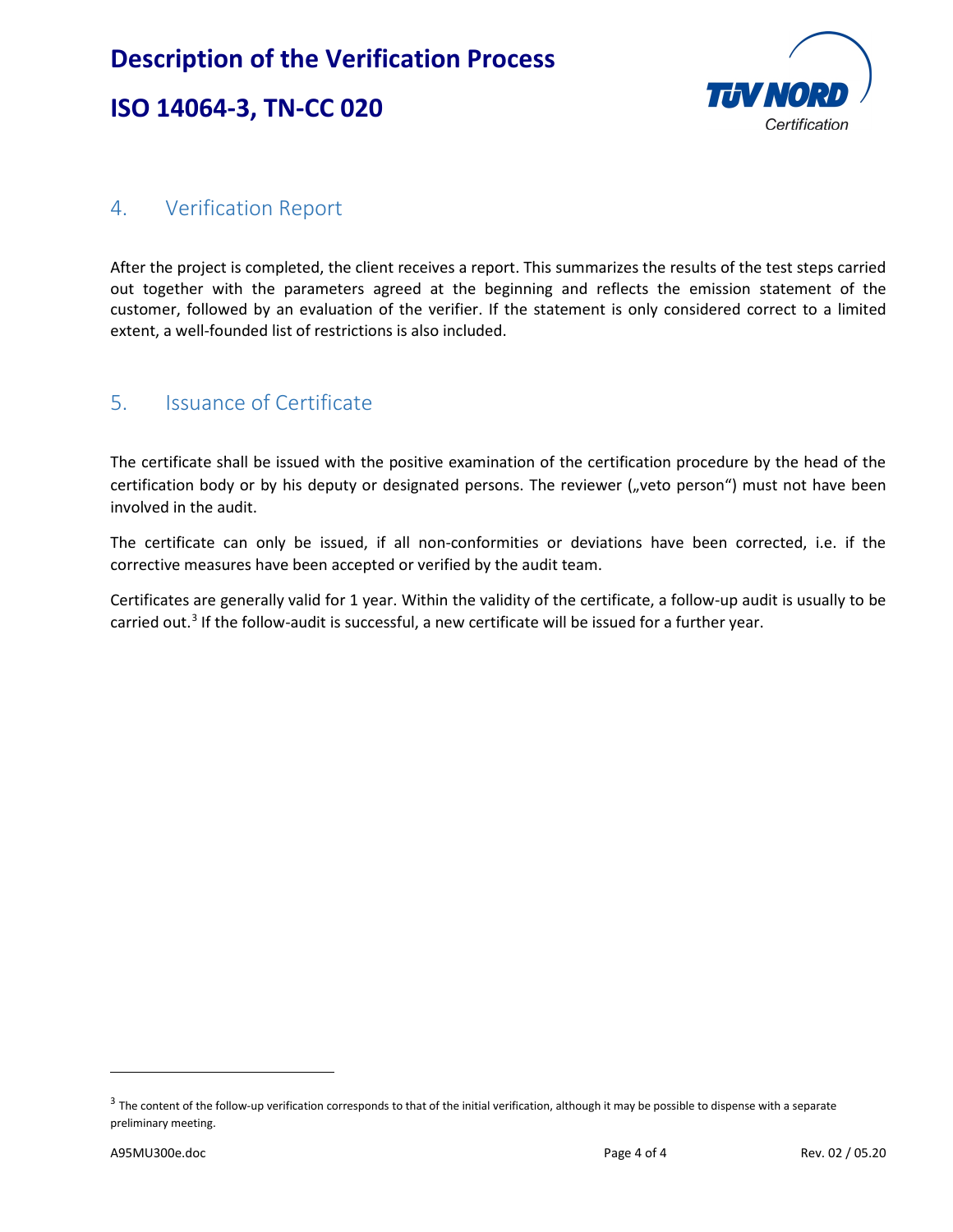## 4. Verification Report

After the project is completed, the client receives a report. This summarizes the results of the test steps carried out together with the parameters agreed at the beginning and reflects the emission statement of the customer, followed by an evaluation of the verifier. If the statement is only considered correct to a limited extent, a well-founded list of restrictions is also included.

## 5. Issuance of Certificate

The certificate shall be issued with the positive examination of the certification procedure by the head of the certification body or by his deputy or designated persons. The reviewer („veto person“) must not have been involved in the audit.

The certificate can only be issued, if all non-conformities or deviations have been corrected, i.e. if the corrective measures have been accepted or verified by the audit team.

Certificates are generally valid for 1 year. Within the validity of the certificate, a follow-up audit is usually to be carried out.[3] If the follow-audit is successful, a new certificate will be issued for a further year.

---

[3] The content of the follow-up verification corresponds to that of the initial verification, although it may be possible to dispense with a separate preliminary meeting.